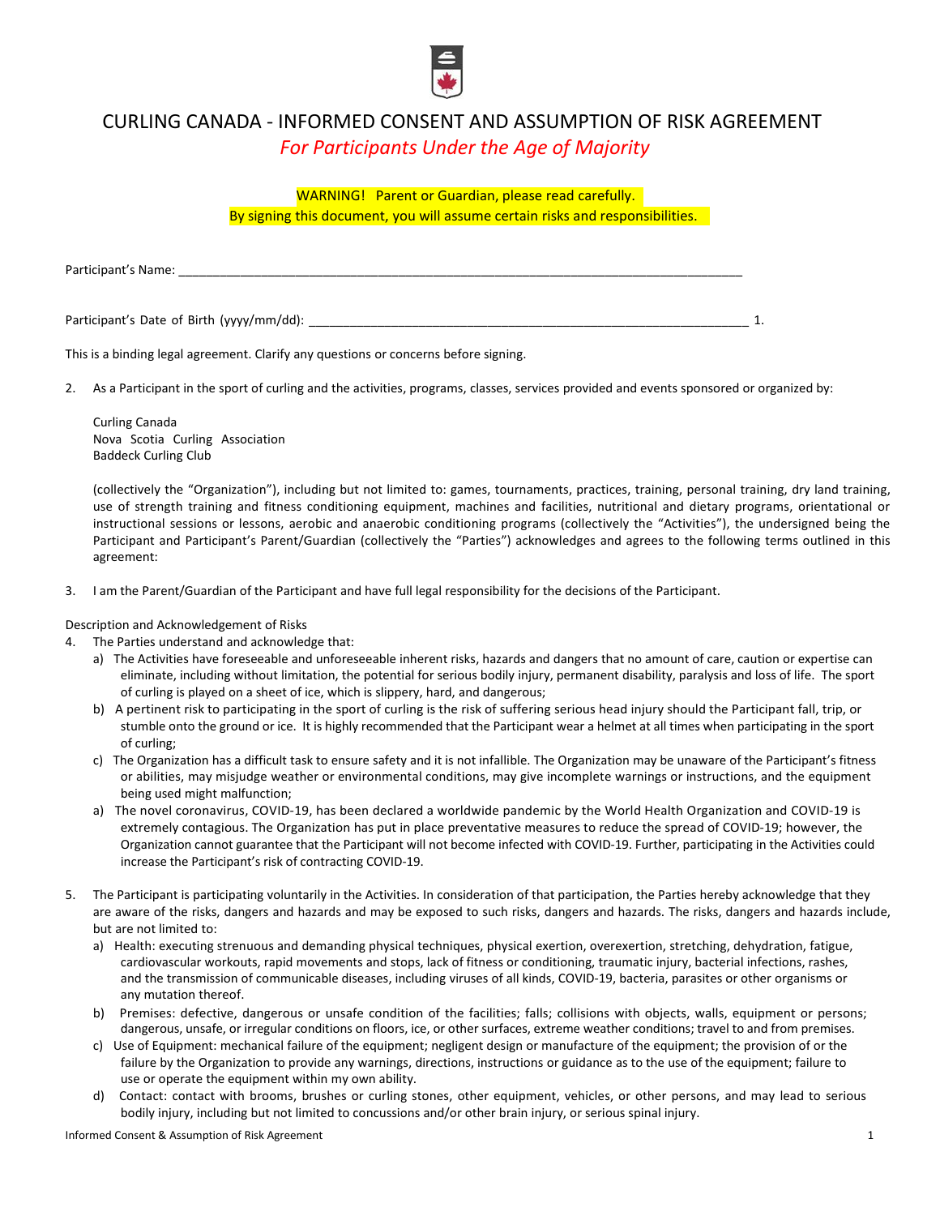# CURLING CANADA - INFORMED CONSENT AND ASSUMPTION OF RISK AGREEMENT

*For Participants Under the Age of Majority*

WARNING! Parent or Guardian, please read carefully.
By signing this document, you will assume certain risks and responsibilities.

Participant's Name: ___________________________________________________________________________

Participant's Date of Birth (yyyy/mm/dd): ___________________________________________________________ 1.

This is a binding legal agreement. Clarify any questions or concerns before signing.

2. As a Participant in the sport of curling and the activities, programs, classes, services provided and events sponsored or organized by:

   Curling Canada
   Nova Scotia Curling Association
   Baddeck Curling Club

   (collectively the "Organization"), including but not limited to: games, tournaments, practices, training, personal training, dry land training, use of strength training and fitness conditioning equipment, machines and facilities, nutritional and dietary programs, orientational or instructional sessions or lessons, aerobic and anaerobic conditioning programs (collectively the "Activities"), the undersigned being the Participant and Participant's Parent/Guardian (collectively the "Parties") acknowledges and agrees to the following terms outlined in this agreement:

3. I am the Parent/Guardian of the Participant and have full legal responsibility for the decisions of the Participant.

Description and Acknowledgement of Risks

4. The Parties understand and acknowledge that:
   a) The Activities have foreseeable and unforeseeable inherent risks, hazards and dangers that no amount of care, caution or expertise can eliminate, including without limitation, the potential for serious bodily injury, permanent disability, paralysis and loss of life. The sport of curling is played on a sheet of ice, which is slippery, hard, and dangerous;
   b) A pertinent risk to participating in the sport of curling is the risk of suffering serious head injury should the Participant fall, trip, or stumble onto the ground or ice. It is highly recommended that the Participant wear a helmet at all times when participating in the sport of curling;
   c) The Organization has a difficult task to ensure safety and it is not infallible. The Organization may be unaware of the Participant's fitness or abilities, may misjudge weather or environmental conditions, may give incomplete warnings or instructions, and the equipment being used might malfunction;
   a) The novel coronavirus, COVID-19, has been declared a worldwide pandemic by the World Health Organization and COVID-19 is extremely contagious. The Organization has put in place preventative measures to reduce the spread of COVID-19; however, the Organization cannot guarantee that the Participant will not become infected with COVID-19. Further, participating in the Activities could increase the Participant's risk of contracting COVID-19.

5. The Participant is participating voluntarily in the Activities. In consideration of that participation, the Parties hereby acknowledge that they are aware of the risks, dangers and hazards and may be exposed to such risks, dangers and hazards. The risks, dangers and hazards include, but are not limited to:
   a) Health: executing strenuous and demanding physical techniques, physical exertion, overexertion, stretching, dehydration, fatigue, cardiovascular workouts, rapid movements and stops, lack of fitness or conditioning, traumatic injury, bacterial infections, rashes, and the transmission of communicable diseases, including viruses of all kinds, COVID-19, bacteria, parasites or other organisms or any mutation thereof.
   b) Premises: defective, dangerous or unsafe condition of the facilities; falls; collisions with objects, walls, equipment or persons; dangerous, unsafe, or irregular conditions on floors, ice, or other surfaces, extreme weather conditions; travel to and from premises.
   c) Use of Equipment: mechanical failure of the equipment; negligent design or manufacture of the equipment; the provision of or the failure by the Organization to provide any warnings, directions, instructions or guidance as to the use of the equipment; failure to use or operate the equipment within my own ability.
   d) Contact: contact with brooms, brushes or curling stones, other equipment, vehicles, or other persons, and may lead to serious bodily injury, including but not limited to concussions and/or other brain injury, or serious spinal injury.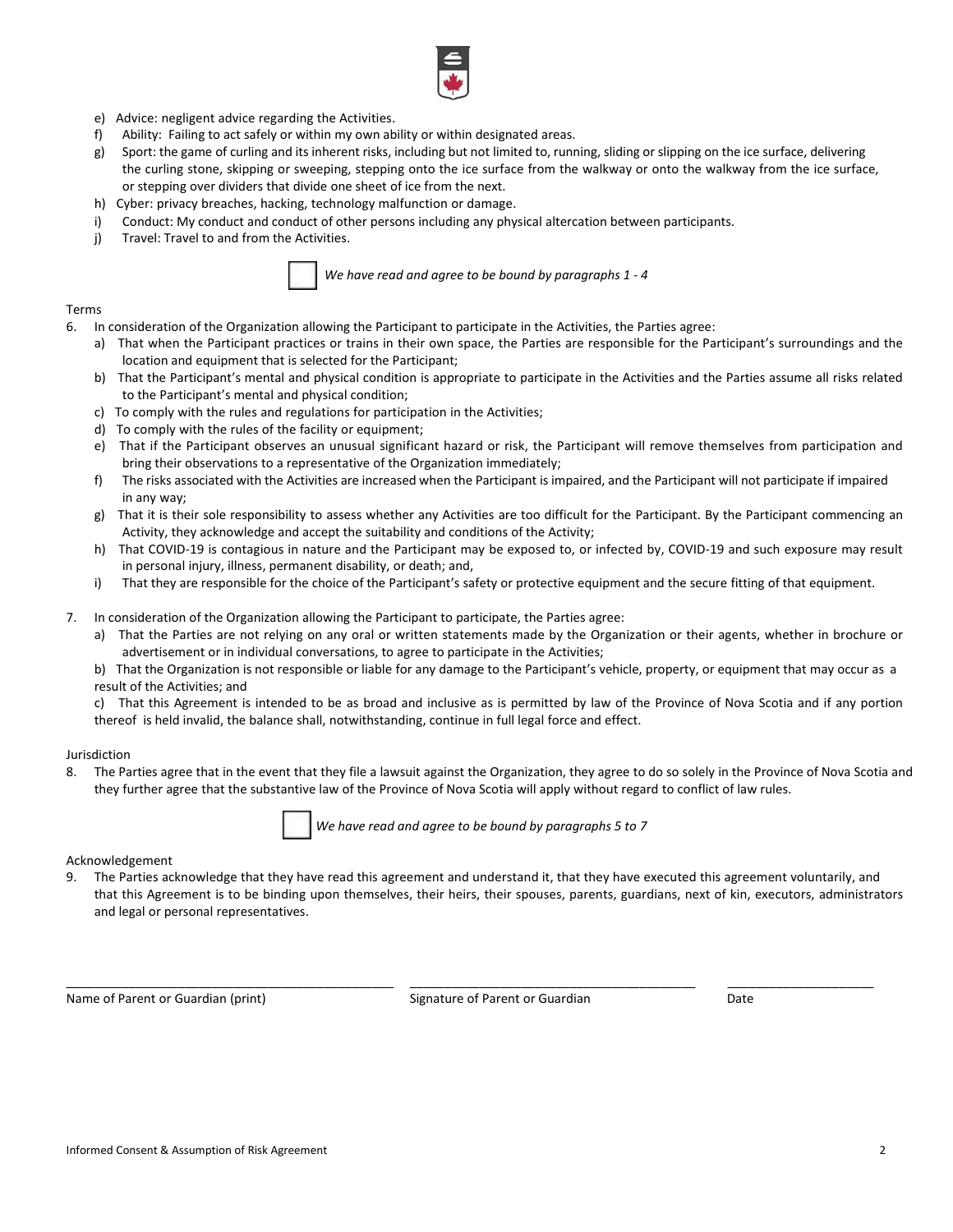e) Advice: negligent advice regarding the Activities.
f) Ability: Failing to act safely or within my own ability or within designated areas.
g) Sport: the game of curling and its inherent risks, including but not limited to, running, sliding or slipping on the ice surface, delivering the curling stone, skipping or sweeping, stepping onto the ice surface from the walkway or onto the walkway from the ice surface, or stepping over dividers that divide one sheet of ice from the next.
h) Cyber: privacy breaches, hacking, technology malfunction or damage.
i) Conduct: My conduct and conduct of other persons including any physical altercation between participants.
j) Travel: Travel to and from the Activities.

☐ *We have read and agree to be bound by paragraphs 1 - 4*

Terms

6. In consideration of the Organization allowing the Participant to participate in the Activities, the Parties agree:
   a) That when the Participant practices or trains in their own space, the Parties are responsible for the Participant's surroundings and the location and equipment that is selected for the Participant;
   b) That the Participant's mental and physical condition is appropriate to participate in the Activities and the Parties assume all risks related to the Participant's mental and physical condition;
   c) To comply with the rules and regulations for participation in the Activities;
   d) To comply with the rules of the facility or equipment;
   e) That if the Participant observes an unusual significant hazard or risk, the Participant will remove themselves from participation and bring their observations to a representative of the Organization immediately;
   f) The risks associated with the Activities are increased when the Participant is impaired, and the Participant will not participate if impaired in any way;
   g) That it is their sole responsibility to assess whether any Activities are too difficult for the Participant. By the Participant commencing an Activity, they acknowledge and accept the suitability and conditions of the Activity;
   h) That COVID-19 is contagious in nature and the Participant may be exposed to, or infected by, COVID-19 and such exposure may result in personal injury, illness, permanent disability, or death; and,
   i) That they are responsible for the choice of the Participant's safety or protective equipment and the secure fitting of that equipment.

7. In consideration of the Organization allowing the Participant to participate, the Parties agree:
   a) That the Parties are not relying on any oral or written statements made by the Organization or their agents, whether in brochure or advertisement or in individual conversations, to agree to participate in the Activities;
   b) That the Organization is not responsible or liable for any damage to the Participant's vehicle, property, or equipment that may occur as a result of the Activities; and
   c) That this Agreement is intended to be as broad and inclusive as is permitted by law of the Province of Nova Scotia and if any portion thereof is held invalid, the balance shall, notwithstanding, continue in full legal force and effect.

Jurisdiction

8. The Parties agree that in the event that they file a lawsuit against the Organization, they agree to do so solely in the Province of Nova Scotia and they further agree that the substantive law of the Province of Nova Scotia will apply without regard to conflict of law rules.

☐ *We have read and agree to be bound by paragraphs 5 to 7*

Acknowledgement

9. The Parties acknowledge that they have read this agreement and understand it, that they have executed this agreement voluntarily, and that this Agreement is to be binding upon themselves, their heirs, their spouses, parents, guardians, next of kin, executors, administrators and legal or personal representatives.

| | | |
|---|---|---|
| ______________________________ | ______________________________ | ______________ |
| Name of Parent or Guardian (print) | Signature of Parent or Guardian | Date |